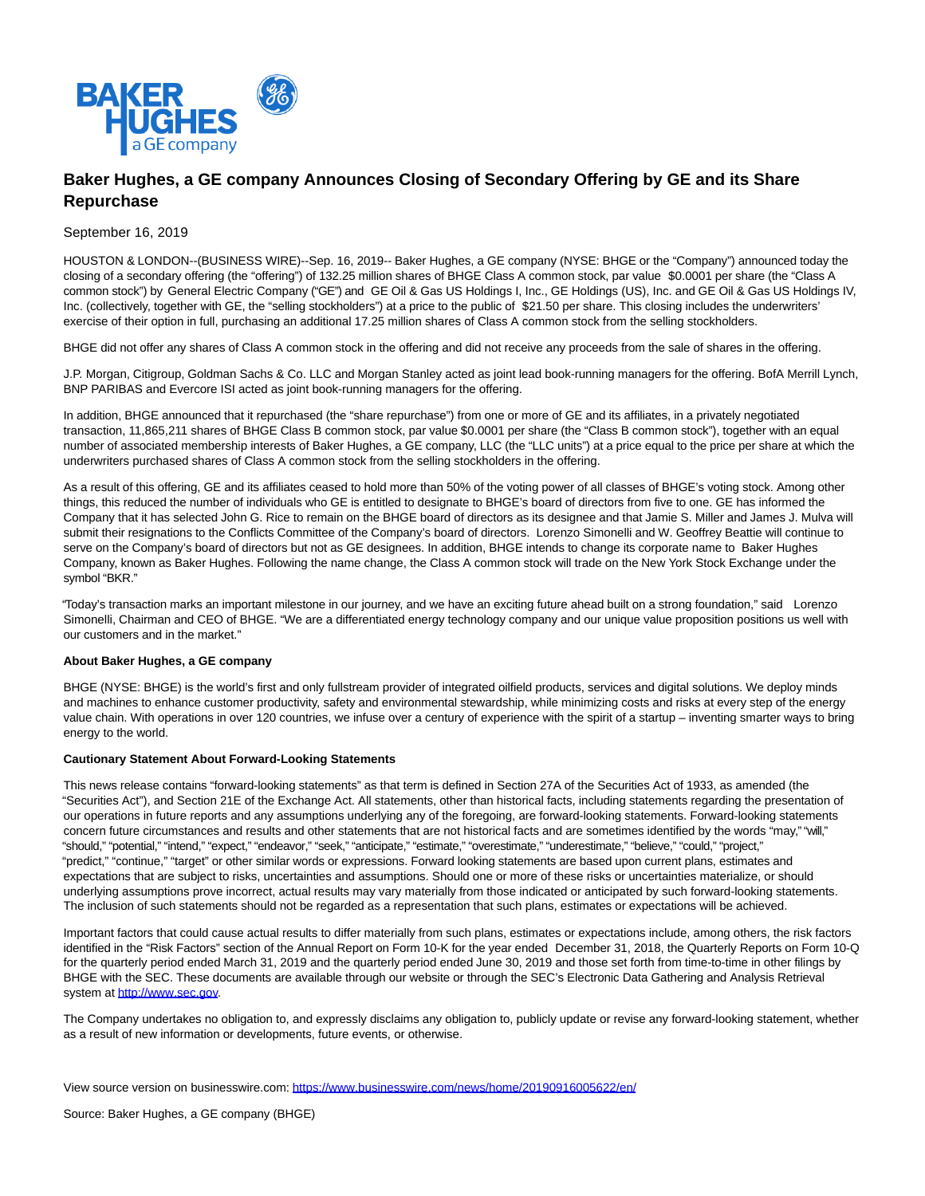# Baker Hughes, a GE company Announces Closing of Secondary Offering by GE and its Share Repurchase

September 16, 2019

HOUSTON & LONDON--(BUSINESS WIRE)--Sep. 16, 2019-- Baker Hughes, a GE company (NYSE: BHGE or the "Company") announced today the closing of a secondary offering (the "offering") of 132.25 million shares of BHGE Class A common stock, par value $0.0001 per share (the "Class A common stock") by General Electric Company ("GE") and GE Oil & Gas US Holdings I, Inc., GE Holdings (US), Inc. and GE Oil & Gas US Holdings IV, Inc. (collectively, together with GE, the "selling stockholders") at a price to the public of $21.50 per share. This closing includes the underwriters' exercise of their option in full, purchasing an additional 17.25 million shares of Class A common stock from the selling stockholders.

BHGE did not offer any shares of Class A common stock in the offering and did not receive any proceeds from the sale of shares in the offering.

J.P. Morgan, Citigroup, Goldman Sachs & Co. LLC and Morgan Stanley acted as joint lead book-running managers for the offering. BofA Merrill Lynch, BNP PARIBAS and Evercore ISI acted as joint book-running managers for the offering.

In addition, BHGE announced that it repurchased (the "share repurchase") from one or more of GE and its affiliates, in a privately negotiated transaction, 11,865,211 shares of BHGE Class B common stock, par value $0.0001 per share (the "Class B common stock"), together with an equal number of associated membership interests of Baker Hughes, a GE company, LLC (the "LLC units") at a price equal to the price per share at which the underwriters purchased shares of Class A common stock from the selling stockholders in the offering.

As a result of this offering, GE and its affiliates ceased to hold more than 50% of the voting power of all classes of BHGE's voting stock. Among other things, this reduced the number of individuals who GE is entitled to designate to BHGE's board of directors from five to one. GE has informed the Company that it has selected John G. Rice to remain on the BHGE board of directors as its designee and that Jamie S. Miller and James J. Mulva will submit their resignations to the Conflicts Committee of the Company's board of directors. Lorenzo Simonelli and W. Geoffrey Beattie will continue to serve on the Company's board of directors but not as GE designees. In addition, BHGE intends to change its corporate name to Baker Hughes Company, known as Baker Hughes. Following the name change, the Class A common stock will trade on the New York Stock Exchange under the symbol "BKR."

"Today's transaction marks an important milestone in our journey, and we have an exciting future ahead built on a strong foundation," said Lorenzo Simonelli, Chairman and CEO of BHGE. "We are a differentiated energy technology company and our unique value proposition positions us well with our customers and in the market."

**About Baker Hughes, a GE company**

BHGE (NYSE: BHGE) is the world's first and only fullstream provider of integrated oilfield products, services and digital solutions. We deploy minds and machines to enhance customer productivity, safety and environmental stewardship, while minimizing costs and risks at every step of the energy value chain. With operations in over 120 countries, we infuse over a century of experience with the spirit of a startup – inventing smarter ways to bring energy to the world.

**Cautionary Statement About Forward-Looking Statements**

This news release contains "forward-looking statements" as that term is defined in Section 27A of the Securities Act of 1933, as amended (the "Securities Act"), and Section 21E of the Exchange Act. All statements, other than historical facts, including statements regarding the presentation of our operations in future reports and any assumptions underlying any of the foregoing, are forward-looking statements. Forward-looking statements concern future circumstances and results and other statements that are not historical facts and are sometimes identified by the words "may," "will," "should," "potential," "intend," "expect," "endeavor," "seek," "anticipate," "estimate," "overestimate," "underestimate," "believe," "could," "project," "predict," "continue," "target" or other similar words or expressions. Forward looking statements are based upon current plans, estimates and expectations that are subject to risks, uncertainties and assumptions. Should one or more of these risks or uncertainties materialize, or should underlying assumptions prove incorrect, actual results may vary materially from those indicated or anticipated by such forward-looking statements. The inclusion of such statements should not be regarded as a representation that such plans, estimates or expectations will be achieved.

Important factors that could cause actual results to differ materially from such plans, estimates or expectations include, among others, the risk factors identified in the "Risk Factors" section of the Annual Report on Form 10-K for the year ended December 31, 2018, the Quarterly Reports on Form 10-Q for the quarterly period ended March 31, 2019 and the quarterly period ended June 30, 2019 and those set forth from time-to-time in other filings by BHGE with the SEC. These documents are available through our website or through the SEC's Electronic Data Gathering and Analysis Retrieval system at http://www.sec.gov.

The Company undertakes no obligation to, and expressly disclaims any obligation to, publicly update or revise any forward-looking statement, whether as a result of new information or developments, future events, or otherwise.

View source version on businesswire.com: https://www.businesswire.com/news/home/20190916005622/en/

Source: Baker Hughes, a GE company (BHGE)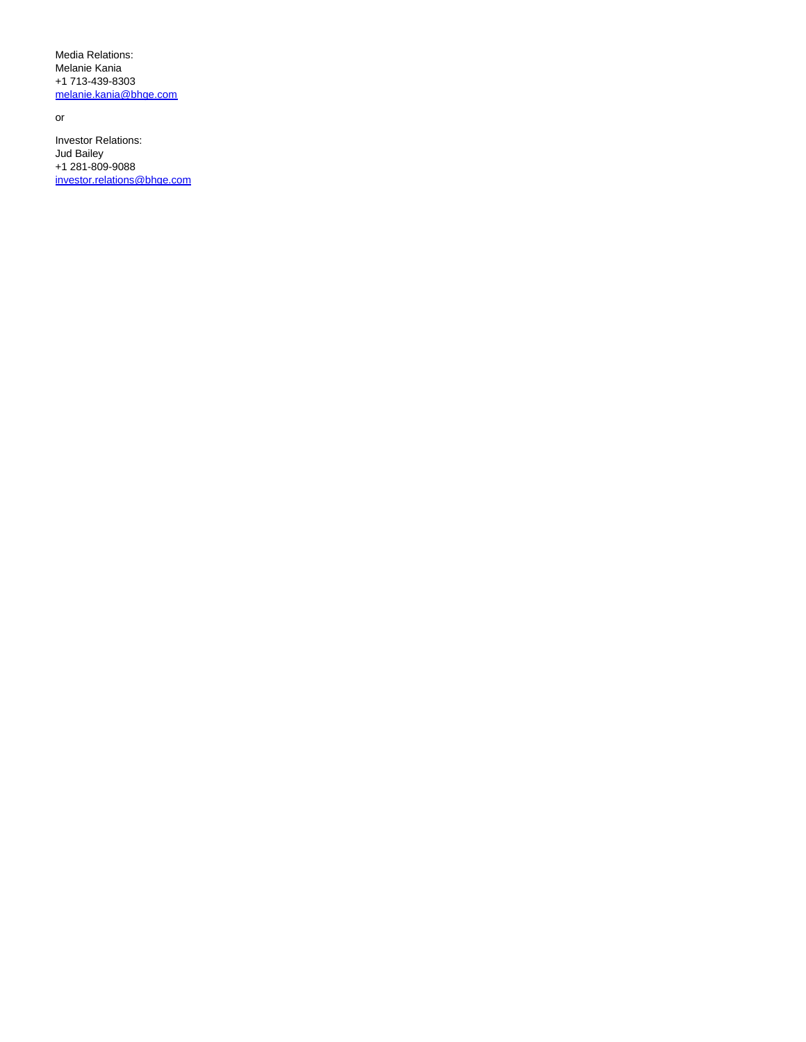Media Relations:
Melanie Kania
+1 713-439-8303
[melanie.kania@bhge.com](mailto:melanie.kania@bhge.com)

or

Investor Relations:
Jud Bailey
+1 281-809-9088
[investor.relations@bhge.com](mailto:investor.relations@bhge.com)